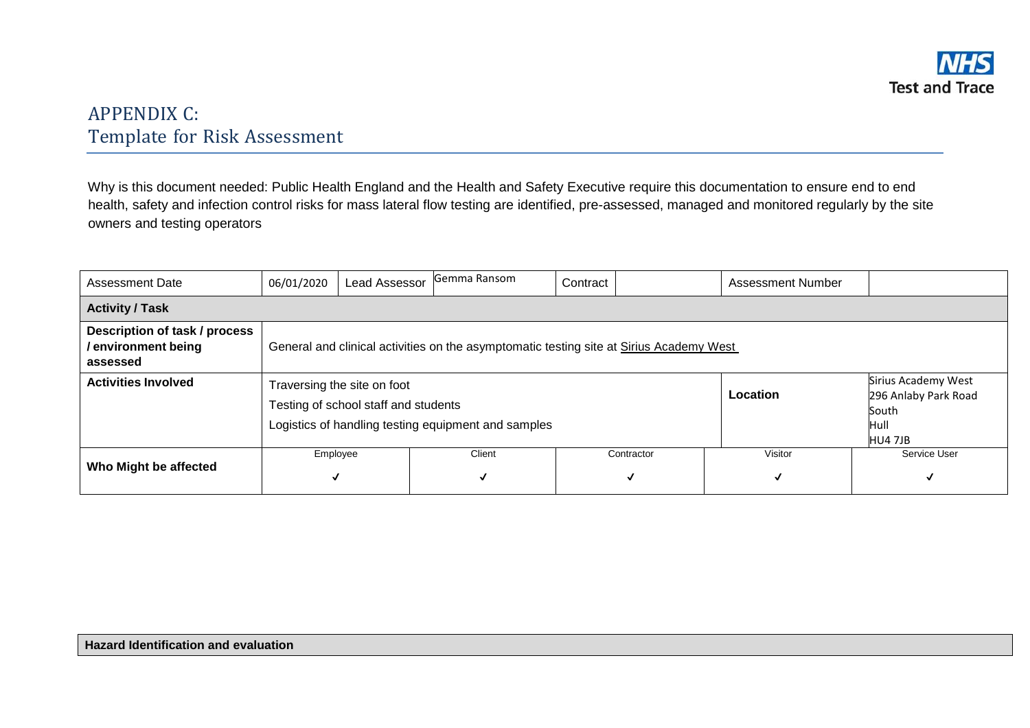NHS
Test and Trace

# APPENDIX C:
# Template for Risk Assessment

Why is this document needed: Public Health England and the Health and Safety Executive require this documentation to ensure end to end health, safety and infection control risks for mass lateral flow testing are identified, pre-assessed, managed and monitored regularly by the site owners and testing operators

| Assessment Date | 06/01/2020 | Lead Assessor | Gemma Ransom | Contract | | Assessment Number | |
|---|---|---|---|---|---|---|---|
| **Activity / Task** | | | | | | | |
| **Description of task / process / environment being assessed** | General and clinical activities on the asymptomatic testing site at Sirius Academy West | | | | | | |
| **Activities Involved** | Traversing the site on foot<br>Testing of school staff and students<br>Logistics of handling testing equipment and samples | | | | | **Location** | Sirius Academy West<br>296 Anlaby Park Road<br>South<br>Hull<br>HU4 7JB |
| **Who Might be affected** | Employee<br>✓ | | Client<br>✓ | Contractor<br>✓ | | Visitor<br>✓ | Service User<br>✓ |

| **Hazard Identification and evaluation** |
|---|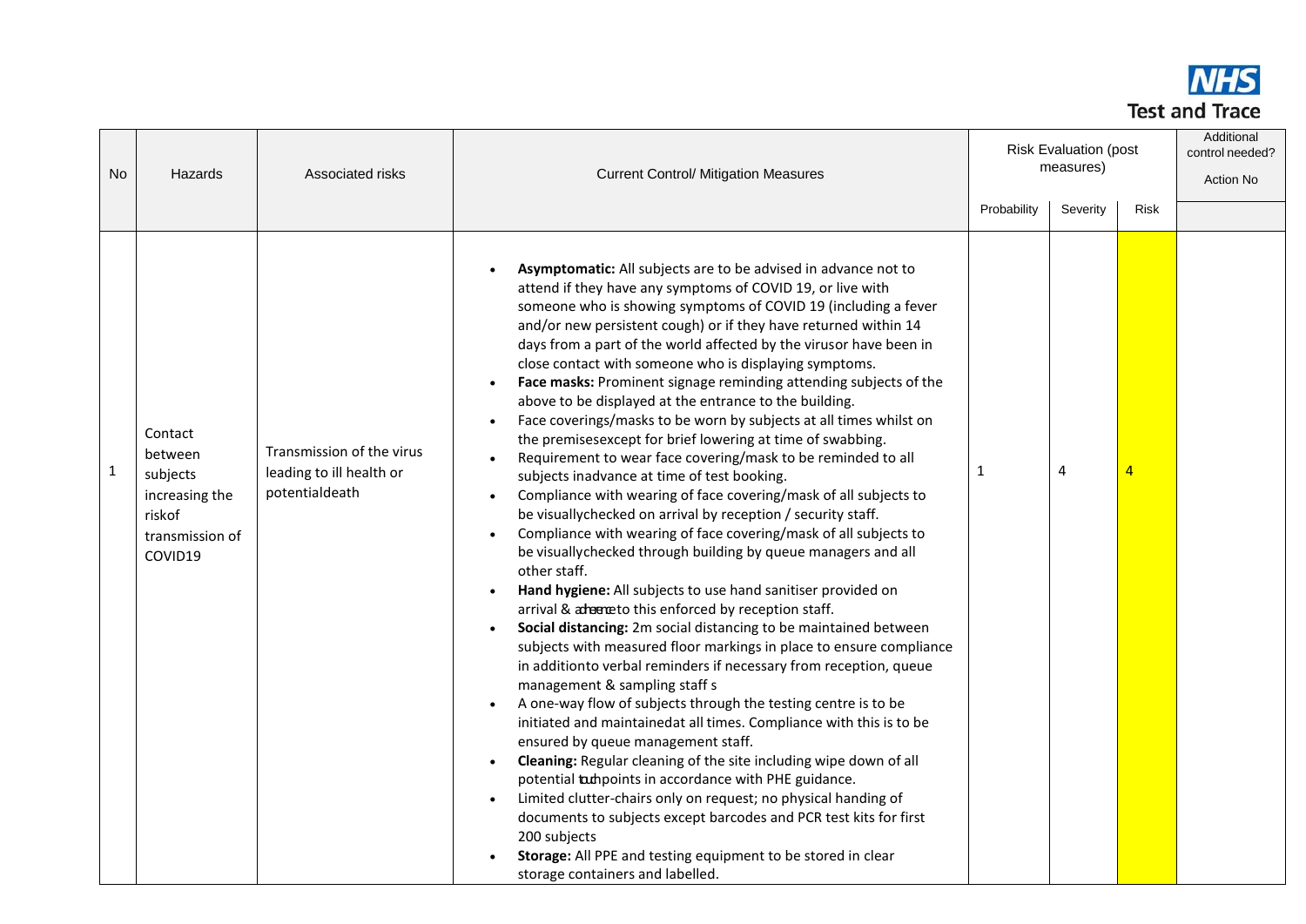| No | Hazards | Associated risks | Current Control/ Mitigation Measures | Risk Evaluation (post measures) | | | Additional control needed? Action No |
|---|---|---|---|---|---|---|---|
| | | | | Probability | Severity | Risk | |
| 1 | Contact between subjects increasing the riskof transmission of COVID19 | Transmission of the virus leading to ill health or potentialdeath | • **Asymptomatic:** All subjects are to be advised in advance not to attend if they have any symptoms of COVID 19, or live with someone who is showing symptoms of COVID 19 (including a fever and/or new persistent cough) or if they have returned within 14 days from a part of the world affected by the virusor have been in close contact with someone who is displaying symptoms.<br>• **Face masks:** Prominent signage reminding attending subjects of the above to be displayed at the entrance to the building.<br>• Face coverings/masks to be worn by subjects at all times whilst on the premisesexcept for brief lowering at time of swabbing.<br>• Requirement to wear face covering/mask to be reminded to all subjects inadvance at time of test booking.<br>• Compliance with wearing of face covering/mask of all subjects to be visuallychecked on arrival by reception / security staff.<br>• Compliance with wearing of face covering/mask of all subjects to be visuallychecked through building by queue managers and all other staff.<br>• **Hand hygiene:** All subjects to use hand sanitiser provided on arrival & adherenceto this enforced by reception staff.<br>• **Social distancing:** 2m social distancing to be maintained between subjects with measured floor markings in place to ensure compliance in additionto verbal reminders if necessary from reception, queue management & sampling staff s<br>• A one-way flow of subjects through the testing centre is to be initiated and maintainedat all times. Compliance with this is to be ensured by queue management staff.<br>• **Cleaning:** Regular cleaning of the site including wipe down of all potential touchpoints in accordance with PHE guidance.<br>• Limited clutter-chairs only on request; no physical handing of documents to subjects except barcodes and PCR test kits for first 200 subjects<br>• **Storage:** All PPE and testing equipment to be stored in clear storage containers and labelled. | 1 | 4 | 4 | |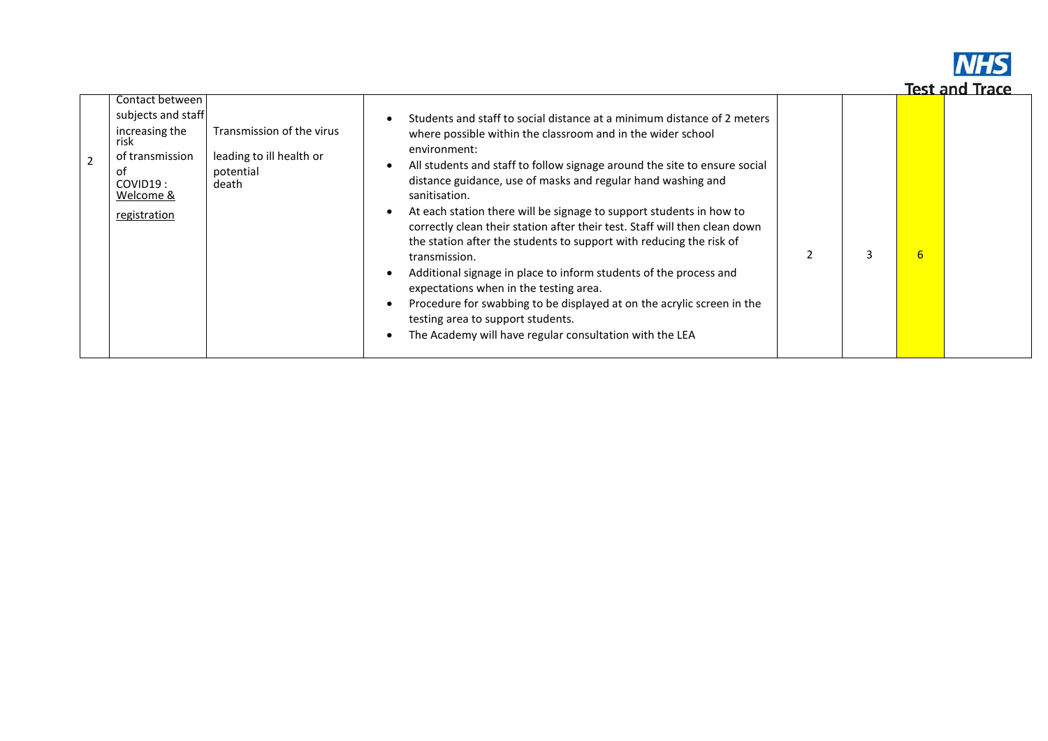| 2 | Contact between subjects and staff increasing the risk of transmission of COVID19 : <u>Welcome & registration</u> | Transmission of the virus leading to ill health or potential death | • Students and staff to social distance at a minimum distance of 2 meters where possible within the classroom and in the wider school environment:<br>• All students and staff to follow signage around the site to ensure social distance guidance, use of masks and regular hand washing and sanitisation.<br>• At each station there will be signage to support students in how to correctly clean their station after their test. Staff will then clean down the station after the students to support with reducing the risk of transmission.<br>• Additional signage in place to inform students of the process and expectations when in the testing area.<br>• Procedure for swabbing to be displayed at on the acrylic screen in the testing area to support students.<br>• The Academy will have regular consultation with the LEA | 2 | 3 | 6 | |
|---|---|---|---|---|---|---|---|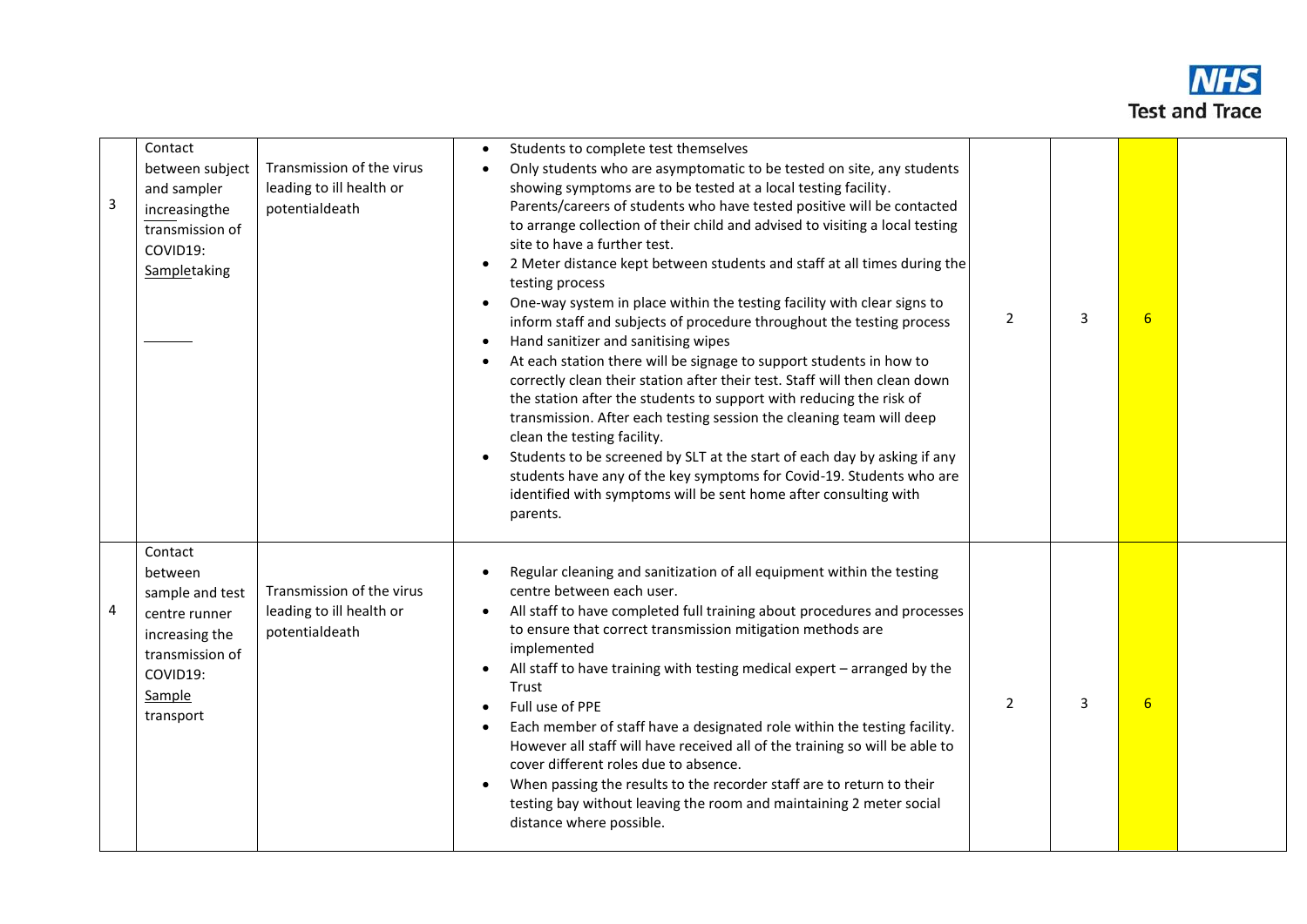| | | | | | | | |
|---|---|---|---|---|---|---|---|
| 3 | Contact between subject and sampler increasingthe transmission of COVID19: Sampletaking | Transmission of the virus leading to ill health or potentialdeath | • Students to complete test themselves<br>• Only students who are asymptomatic to be tested on site, any students showing symptoms are to be tested at a local testing facility. Parents/careers of students who have tested positive will be contacted to arrange collection of their child and advised to visiting a local testing site to have a further test.<br>• 2 Meter distance kept between students and staff at all times during the testing process<br>• One-way system in place within the testing facility with clear signs to inform staff and subjects of procedure throughout the testing process<br>• Hand sanitizer and sanitising wipes<br>• At each station there will be signage to support students in how to correctly clean their station after their test. Staff will then clean down the station after the students to support with reducing the risk of transmission. After each testing session the cleaning team will deep clean the testing facility.<br>• Students to be screened by SLT at the start of each day by asking if any students have any of the key symptoms for Covid-19. Students who are identified with symptoms will be sent home after consulting with parents. | 2 | 3 | 6 | |
| 4 | Contact between sample and test centre runner increasing the transmission of COVID19: Sample transport | Transmission of the virus leading to ill health or potentialdeath | • Regular cleaning and sanitization of all equipment within the testing centre between each user.<br>• All staff to have completed full training about procedures and processes to ensure that correct transmission mitigation methods are implemented<br>• All staff to have training with testing medical expert – arranged by the Trust<br>• Full use of PPE<br>• Each member of staff have a designated role within the testing facility. However all staff will have received all of the training so will be able to cover different roles due to absence.<br>• When passing the results to the recorder staff are to return to their testing bay without leaving the room and maintaining 2 meter social distance where possible. | 2 | 3 | 6 | |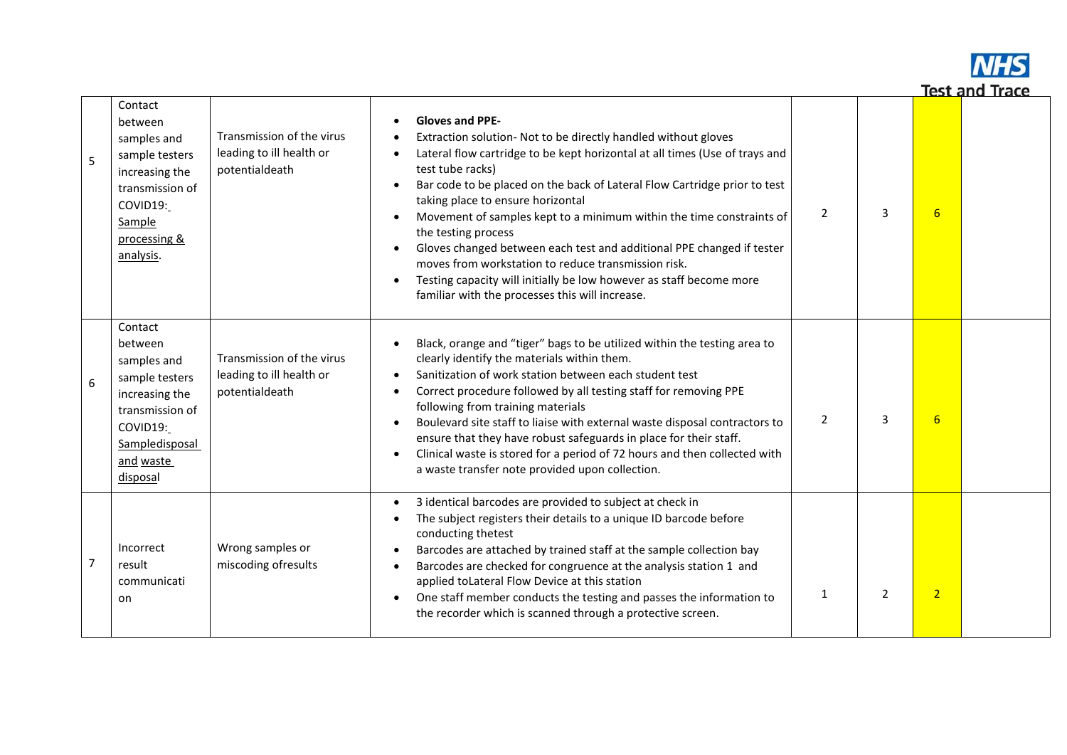| | | | | | | | |
|---|---|---|---|---|---|---|---|
| 5 | Contact between samples and sample testers increasing the transmission of COVID19: Sample processing & analysis. | Transmission of the virus leading to ill health or potentialdeath | • **Gloves and PPE-**<br>• Extraction solution- Not to be directly handled without gloves<br>• Lateral flow cartridge to be kept horizontal at all times (Use of trays and test tube racks)<br>• Bar code to be placed on the back of Lateral Flow Cartridge prior to test taking place to ensure horizontal<br>• Movement of samples kept to a minimum within the time constraints of the testing process<br>• Gloves changed between each test and additional PPE changed if tester moves from workstation to reduce transmission risk.<br>• Testing capacity will initially be low however as staff become more familiar with the processes this will increase. | 2 | 3 | 6 | |
| 6 | Contact between samples and sample testers increasing the transmission of COVID19: Sampledisposal and waste disposal | Transmission of the virus leading to ill health or potentialdeath | • Black, orange and "tiger" bags to be utilized within the testing area to clearly identify the materials within them.<br>• Sanitization of work station between each student test<br>• Correct procedure followed by all testing staff for removing PPE following from training materials<br>• Boulevard site staff to liaise with external waste disposal contractors to ensure that they have robust safeguards in place for their staff.<br>• Clinical waste is stored for a period of 72 hours and then collected with a waste transfer note provided upon collection. | 2 | 3 | 6 | |
| 7 | Incorrect result communication | Wrong samples or miscoding ofresults | • 3 identical barcodes are provided to subject at check in<br>• The subject registers their details to a unique ID barcode before conducting thetest<br>• Barcodes are attached by trained staff at the sample collection bay<br>• Barcodes are checked for congruence at the analysis station 1 and applied toLateral Flow Device at this station<br>• One staff member conducts the testing and passes the information to the recorder which is scanned through a protective screen. | 1 | 2 | 2 | |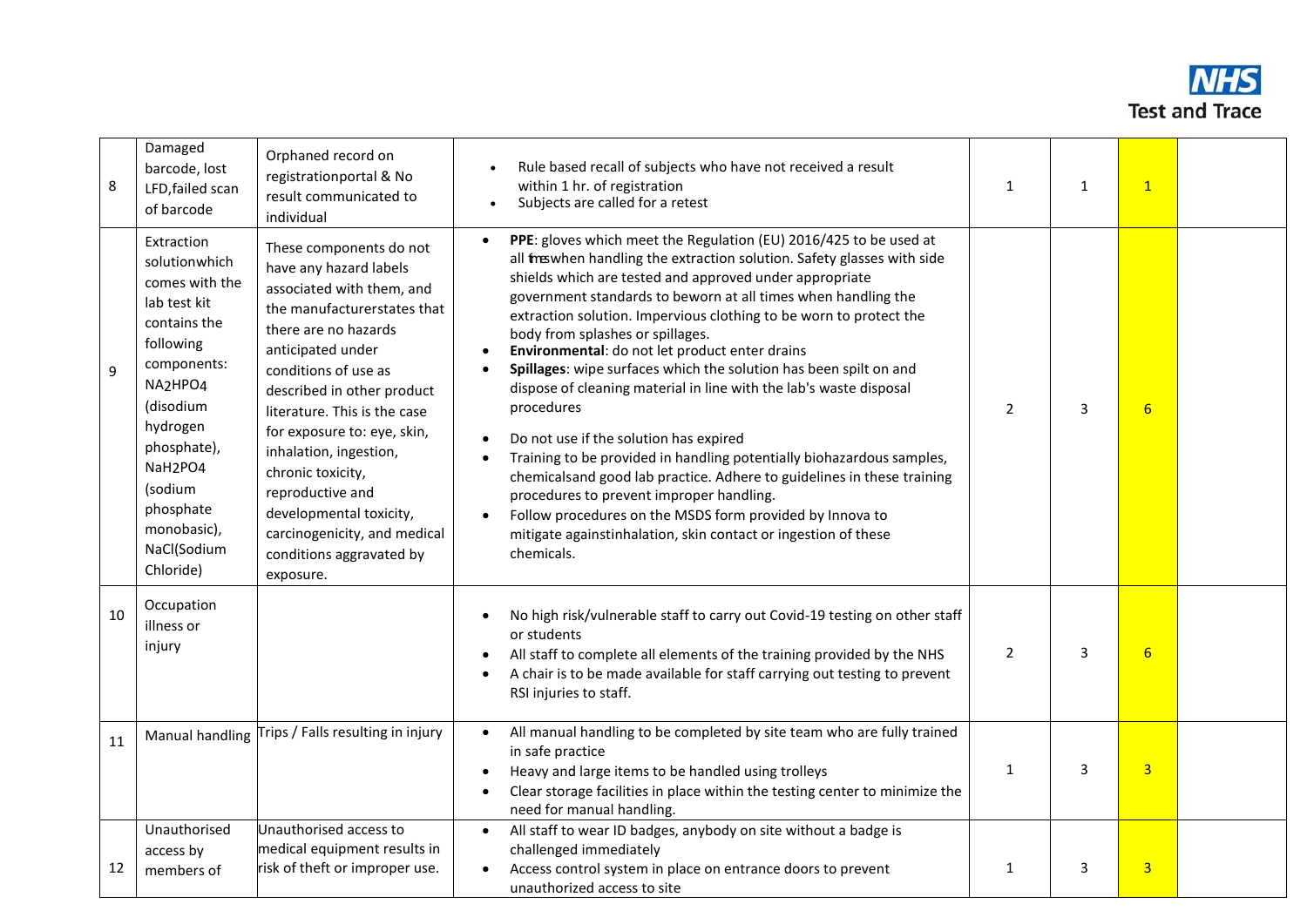| 8 | Damaged barcode, lost LFD, failed scan of barcode | Orphaned record on registration portal & No result communicated to individual | • Rule based recall of subjects who have not received a result within 1 hr. of registration<br>• Subjects are called for a retest | 1 | 1 | 1 | |
|---|---|---|---|---|---|---|---|
| 9 | Extraction solution which comes with the lab test kit contains the following components: $NA_2HPO_4$ (disodium hydrogen phosphate), $NaH_2PO_4$ (sodium phosphate monobasic), NaCl (Sodium Chloride) | These components do not have any hazard labels associated with them, and the manufacturer states that there are no hazards anticipated under conditions of use as described in other product literature. This is the case for exposure to: eye, skin, inhalation, ingestion, chronic toxicity, reproductive and developmental toxicity, carcinogenicity, and medical conditions aggravated by exposure. | • **PPE**: gloves which meet the Regulation (EU) 2016/425 to be used at all times when handling the extraction solution. Safety glasses with side shields which are tested and approved under appropriate government standards to be worn at all times when handling the extraction solution. Impervious clothing to be worn to protect the body from splashes or spillages.<br>• **Environmental**: do not let product enter drains<br>• **Spillages**: wipe surfaces which the solution has been spilt on and dispose of cleaning material in line with the lab's waste disposal procedures<br>• Do not use if the solution has expired<br>• Training to be provided in handling potentially biohazardous samples, chemicals and good lab practice. Adhere to guidelines in these training procedures to prevent improper handling.<br>• Follow procedures on the MSDS form provided by Innova to mitigate against inhalation, skin contact or ingestion of these chemicals. | 2 | 3 | 6 | |
| 10 | Occupation illness or injury | | • No high risk/vulnerable staff to carry out Covid-19 testing on other staff or students<br>• All staff to complete all elements of the training provided by the NHS<br>• A chair is to be made available for staff carrying out testing to prevent RSI injuries to staff. | 2 | 3 | 6 | |
| 11 | Manual handling | Trips / Falls resulting in injury | • All manual handling to be completed by site team who are fully trained in safe practice<br>• Heavy and large items to be handled using trolleys<br>• Clear storage facilities in place within the testing center to minimize the need for manual handling. | 1 | 3 | 3 | |
| 12 | Unauthorised access by members of | Unauthorised access to medical equipment results in risk of theft or improper use. | • All staff to wear ID badges, anybody on site without a badge is challenged immediately<br>• Access control system in place on entrance doors to prevent unauthorized access to site | 1 | 3 | 3 | |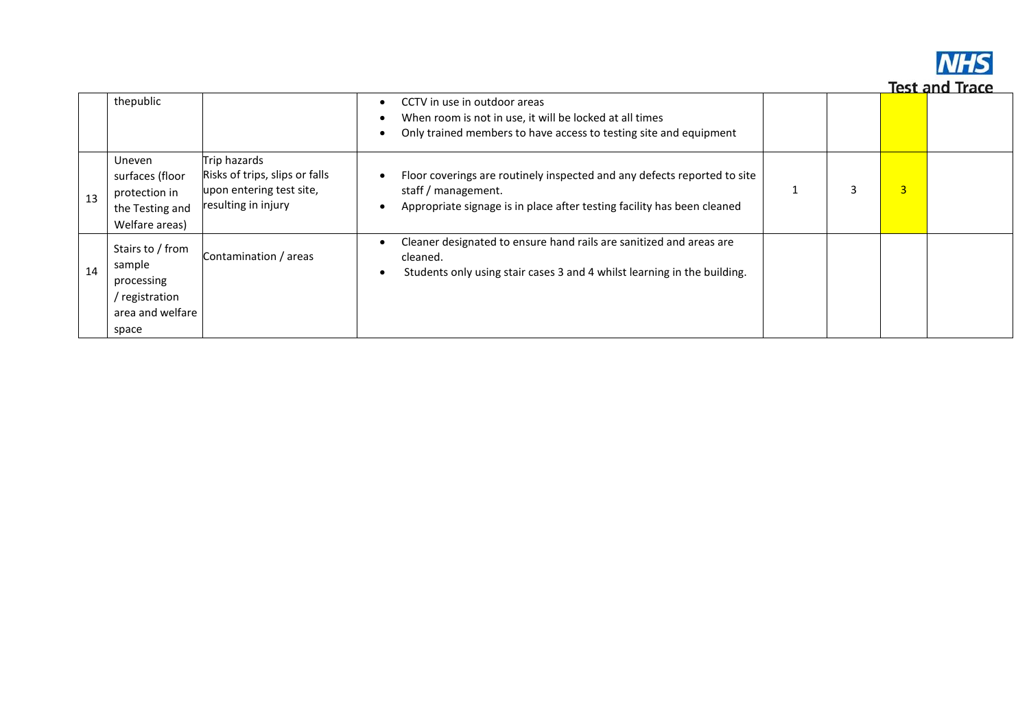| | | | | | | | |
|---|---|---|---|---|---|---|---|
| | thepublic | | • CCTV in use in outdoor areas<br>• When room is not in use, it will be locked at all times<br>• Only trained members to have access to testing site and equipment | | | | |
| 13 | Uneven surfaces (floor protection in the Testing and Welfare areas) | Trip hazards<br>Risks of trips, slips or falls upon entering test site, resulting in injury | • Floor coverings are routinely inspected and any defects reported to site staff / management.<br>• Appropriate signage is in place after testing facility has been cleaned | 1 | 3 | 3 | |
| 14 | Stairs to / from sample processing / registration area and welfare space | Contamination / areas | • Cleaner designated to ensure hand rails are sanitized and areas are cleaned.<br>• Students only using stair cases 3 and 4 whilst learning in the building. | | | | |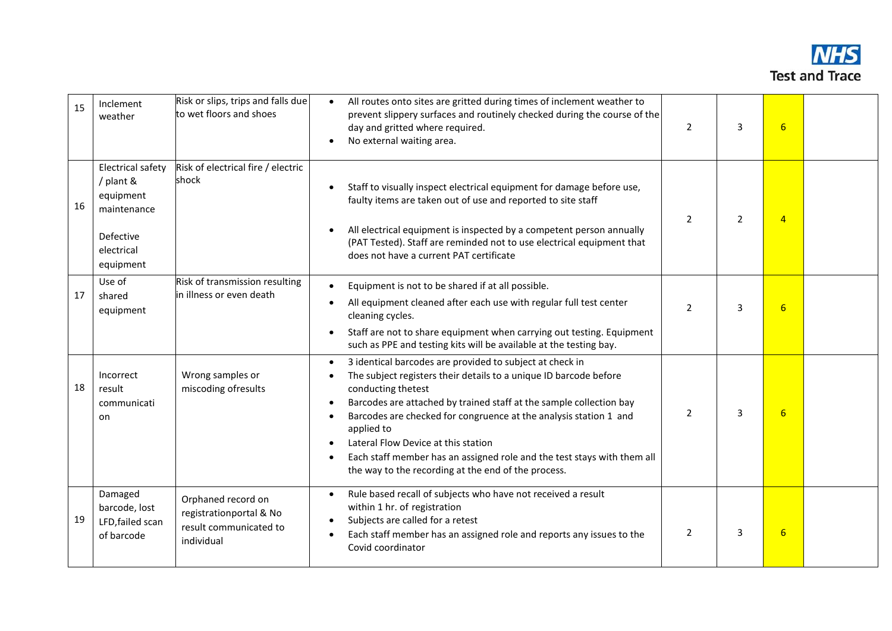| | | | | | | | |
|---|---|---|---|---|---|---|---|
| 15 | Inclement weather | Risk or slips, trips and falls due to wet floors and shoes | • All routes onto sites are gritted during times of inclement weather to prevent slippery surfaces and routinely checked during the course of the day and gritted where required.<br>• No external waiting area. | 2 | 3 | 6 | |
| 16 | Electrical safety / plant & equipment maintenance<br><br>Defective electrical equipment | Risk of electrical fire / electric shock | • Staff to visually inspect electrical equipment for damage before use, faulty items are taken out of use and reported to site staff<br><br>• All electrical equipment is inspected by a competent person annually (PAT Tested). Staff are reminded not to use electrical equipment that does not have a current PAT certificate | 2 | 2 | 4 | |
| 17 | Use of shared equipment | Risk of transmission resulting in illness or even death | • Equipment is not to be shared if at all possible.<br>• All equipment cleaned after each use with regular full test center cleaning cycles.<br>• Staff are not to share equipment when carrying out testing. Equipment such as PPE and testing kits will be available at the testing bay. | 2 | 3 | 6 | |
| 18 | Incorrect result communication | Wrong samples or miscoding ofresults | • 3 identical barcodes are provided to subject at check in<br>• The subject registers their details to a unique ID barcode before conducting thetest<br>• Barcodes are attached by trained staff at the sample collection bay<br>• Barcodes are checked for congruence at the analysis station 1 and applied to<br>• Lateral Flow Device at this station<br>• Each staff member has an assigned role and the test stays with them all the way to the recording at the end of the process. | 2 | 3 | 6 | |
| 19 | Damaged barcode, lost LFD,failed scan of barcode | Orphaned record on registrationportal & No result communicated to individual | • Rule based recall of subjects who have not received a result within 1 hr. of registration<br>• Subjects are called for a retest<br>• Each staff member has an assigned role and reports any issues to the Covid coordinator | 2 | 3 | 6 | |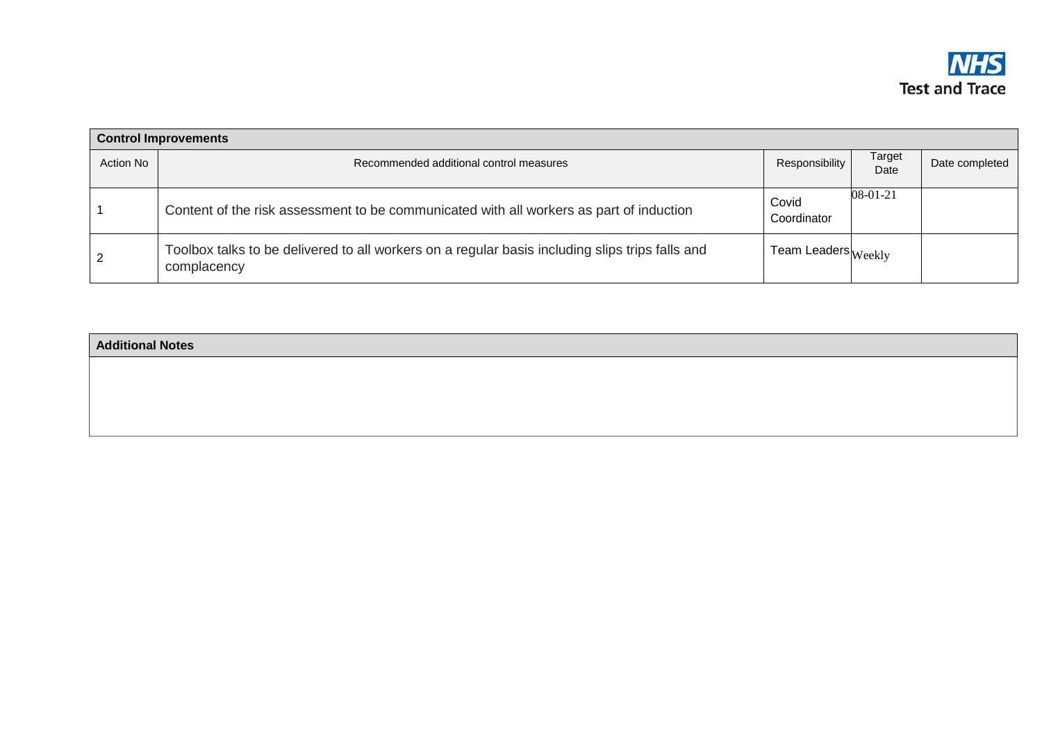| Control Improvements | | | | |
|---|---|---|---|---|
| Action No | Recommended additional control measures | Responsibility | Target Date | Date completed |
| 1 | Content of the risk assessment to be communicated with all workers as part of induction | Covid Coordinator | 08-01-21 | |
| 2 | Toolbox talks to be delivered to all workers on a regular basis including slips trips falls and complacency | Team Leaders | Weekly | |

| Additional Notes |
|---|
| |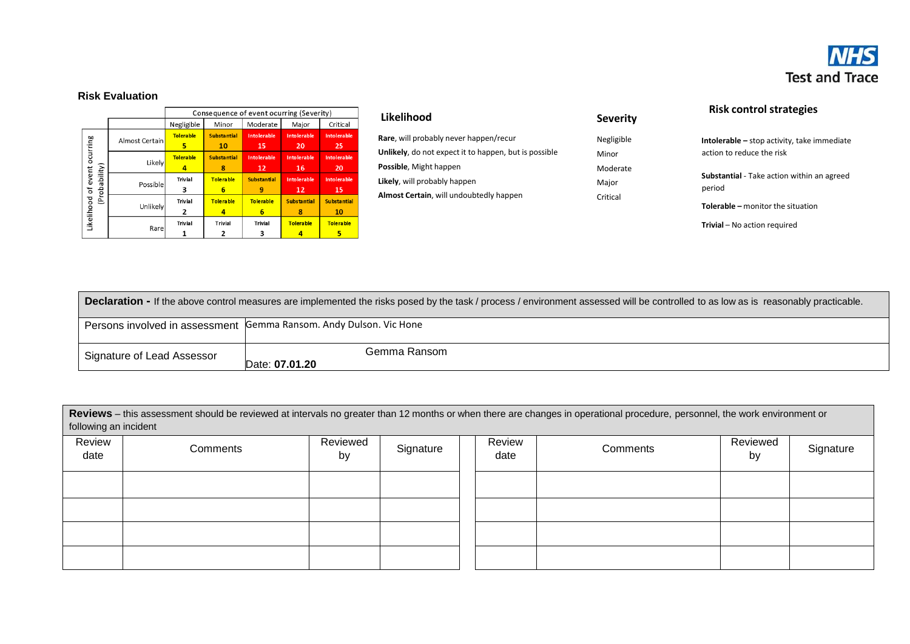NHS Test and Trace

## Risk Evaluation

| Likelihood of event ocurring (Probability) | | Consequence of event ocurring (Severity) | | | | |
|---|---|---|---|---|---|---|
| | | Negligible | Minor | Moderate | Major | Critical |
| | Almost Certain | Tolerable 5 | Substantial 10 | Intolerable 15 | Intolerable 20 | Intolerable 25 |
| | Likely | Tolerable 4 | Substantial 8 | Intolerable 12 | Intolerable 16 | Intolerable 20 |
| | Possible | Trivial 3 | Tolerable 6 | Substantial 9 | Intolerable 12 | Intolerable 15 |
| | Unlikely | Trivial 2 | Tolerable 4 | Tolerable 6 | Substantial 8 | Substantial 10 |
| | Rare | Trivial 1 | Trivial 2 | Trivial 3 | Tolerable 4 | Tolerable 5 |

### Likelihood

**Rare**, will probably never happen/recur
**Unlikely**, do not expect it to happen, but is possible
**Possible**, Might happen
**Likely**, will probably happen
**Almost Certain**, will undoubtedly happen

### Severity

Negligible
Minor
Moderate
Major
Critical

### Risk control strategies

**Intolerable –** stop activity, take immediate action to reduce the risk

**Substantial** - Take action within an agreed period

**Tolerable –** monitor the situation

**Trivial** – No action required

| **Declaration -** If the above control measures are implemented the risks posed by the task / process / environment assessed will be controlled to as low as is reasonably practicable. | |
|---|---|
| Persons involved in assessment | Gemma Ransom. Andy Dulson. Vic Hone |
| Signature of Lead Assessor | Gemma Ransom<br>Date: **07.01.20** |

**Reviews** – this assessment should be reviewed at intervals no greater than 12 months or when there are changes in operational procedure, personnel, the work environment or following an incident

| Review date | Comments | Reviewed by | Signature | Review date | Comments | Reviewed by | Signature |
|---|---|---|---|---|---|---|---|
| | | | | | | | |
| | | | | | | | |
| | | | | | | | |
| | | | | | | | |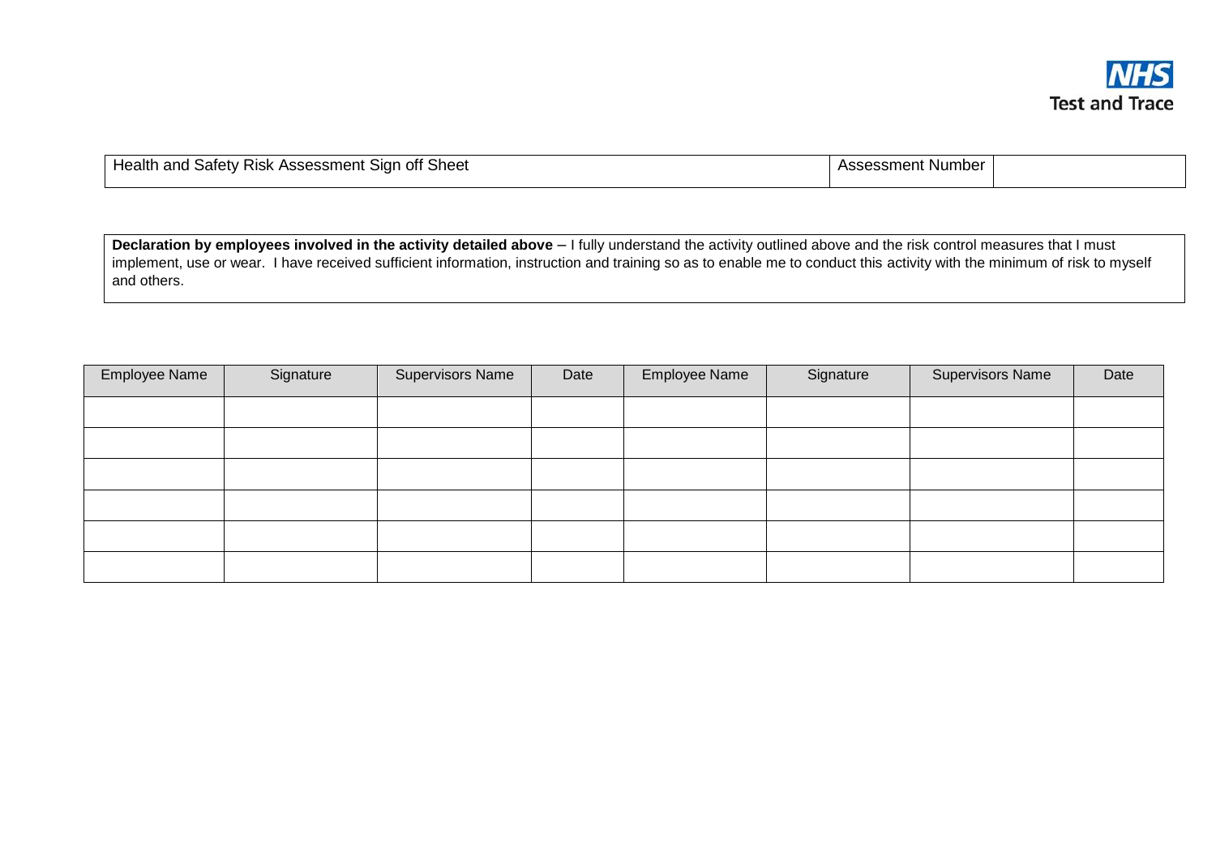NHS Test and Trace

| Health and Safety Risk Assessment Sign off Sheet | Assessment Number | |
|---|---|---|

**Declaration by employees involved in the activity detailed above** – I fully understand the activity outlined above and the risk control measures that I must implement, use or wear. I have received sufficient information, instruction and training so as to enable me to conduct this activity with the minimum of risk to myself and others.

| Employee Name | Signature | Supervisors Name | Date | Employee Name | Signature | Supervisors Name | Date |
|---|---|---|---|---|---|---|---|
| | | | | | | | |
| | | | | | | | |
| | | | | | | | |
| | | | | | | | |
| | | | | | | | |
| | | | | | | | |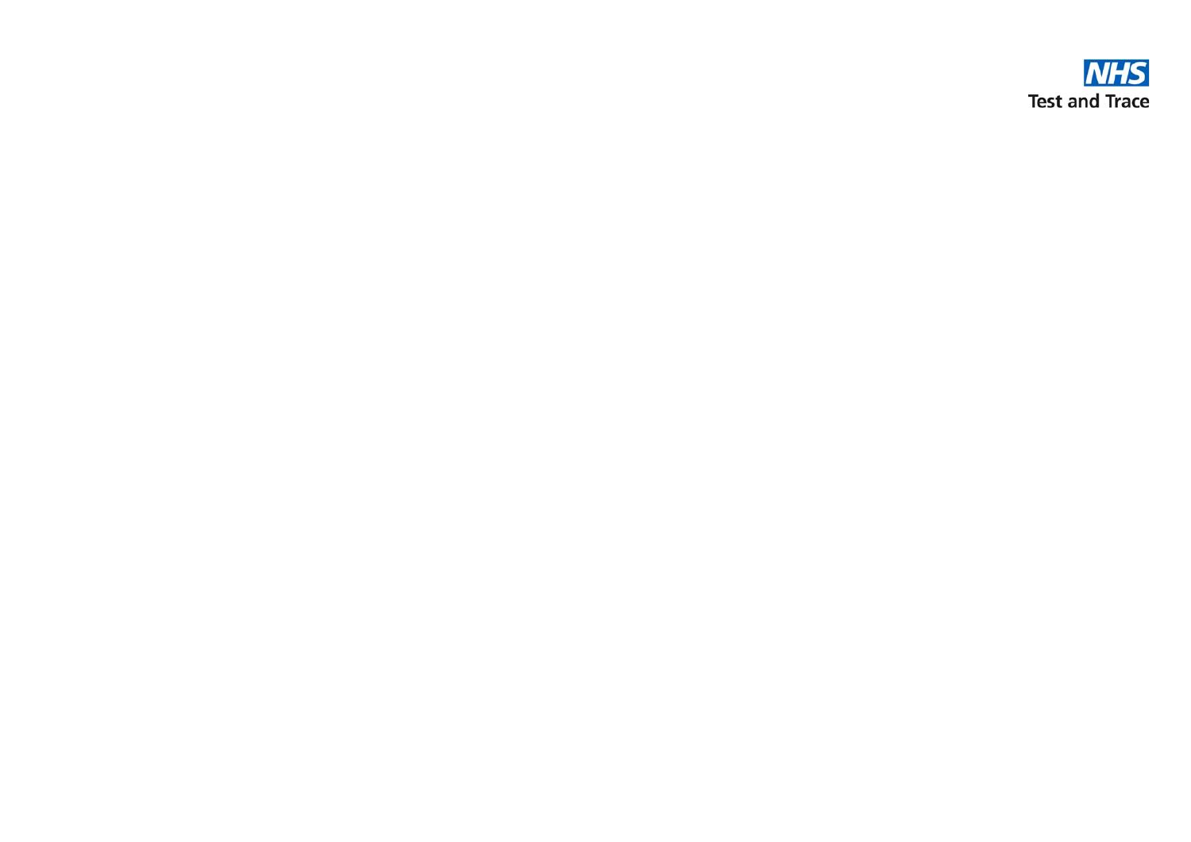NHS

Test and Trace